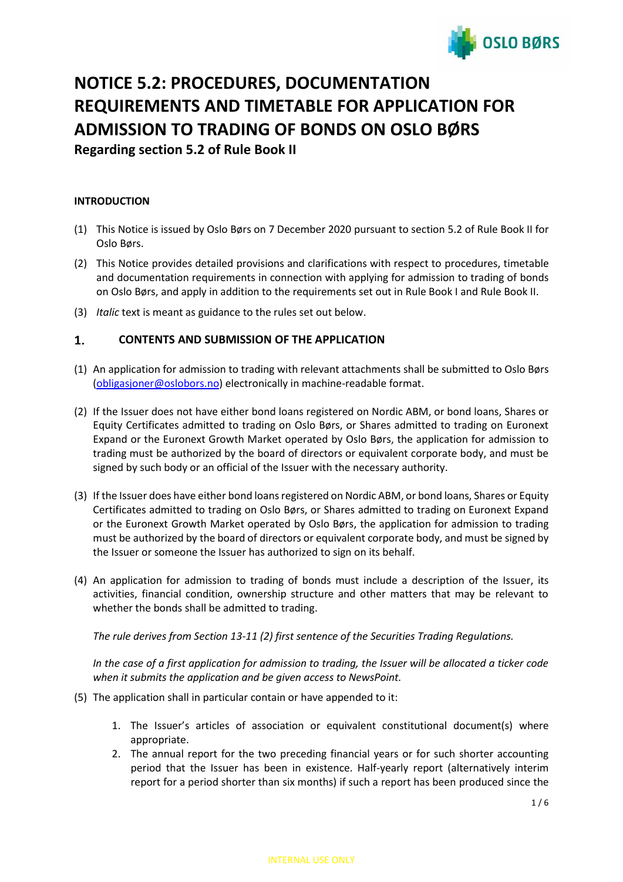# NOTICE 5.2: PROCEDURES, DOCUMENTATION REQUIREMENTS AND TIMETABLE FOR APPLICATION FOR ADMISSION TO TRADING OF BONDS ON OSLO BØRS

**Regarding section 5.2 of Rule Book II**

**INTRODUCTION**

(1) This Notice is issued by Oslo Børs on 7 December 2020 pursuant to section 5.2 of Rule Book II for Oslo Børs.

(2) This Notice provides detailed provisions and clarifications with respect to procedures, timetable and documentation requirements in connection with applying for admission to trading of bonds on Oslo Børs, and apply in addition to the requirements set out in Rule Book I and Rule Book II.

(3) *Italic* text is meant as guidance to the rules set out below.

## 1. CONTENTS AND SUBMISSION OF THE APPLICATION

(1) An application for admission to trading with relevant attachments shall be submitted to Oslo Børs (obligasjoner@oslobors.no) electronically in machine-readable format.

(2) If the Issuer does not have either bond loans registered on Nordic ABM, or bond loans, Shares or Equity Certificates admitted to trading on Oslo Børs, or Shares admitted to trading on Euronext Expand or the Euronext Growth Market operated by Oslo Børs, the application for admission to trading must be authorized by the board of directors or equivalent corporate body, and must be signed by such body or an official of the Issuer with the necessary authority.

(3) If the Issuer does have either bond loans registered on Nordic ABM, or bond loans, Shares or Equity Certificates admitted to trading on Oslo Børs, or Shares admitted to trading on Euronext Expand or the Euronext Growth Market operated by Oslo Børs, the application for admission to trading must be authorized by the board of directors or equivalent corporate body, and must be signed by the Issuer or someone the Issuer has authorized to sign on its behalf.

(4) An application for admission to trading of bonds must include a description of the Issuer, its activities, financial condition, ownership structure and other matters that may be relevant to whether the bonds shall be admitted to trading.

*The rule derives from Section 13-11 (2) first sentence of the Securities Trading Regulations.*

*In the case of a first application for admission to trading, the Issuer will be allocated a ticker code when it submits the application and be given access to NewsPoint.*

(5) The application shall in particular contain or have appended to it:

1. The Issuer's articles of association or equivalent constitutional document(s) where appropriate.
2. The annual report for the two preceding financial years or for such shorter accounting period that the Issuer has been in existence. Half-yearly report (alternatively interim report for a period shorter than six months) if such a report has been produced since the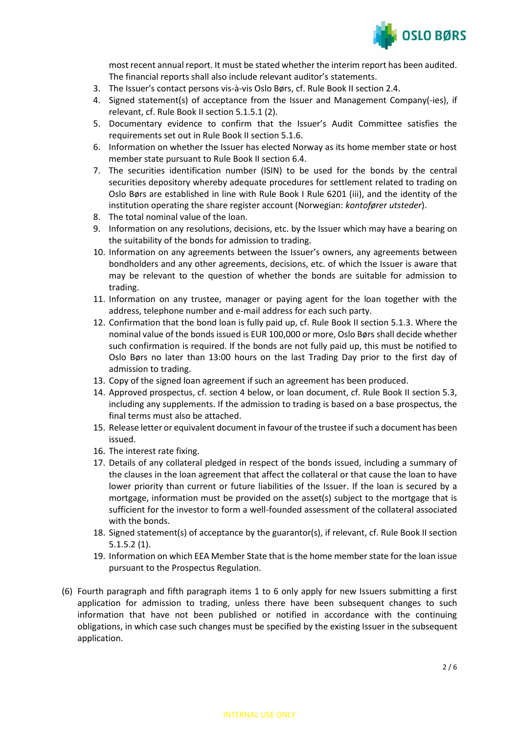most recent annual report. It must be stated whether the interim report has been audited. The financial reports shall also include relevant auditor's statements.

3. The Issuer's contact persons vis-à-vis Oslo Børs, cf. Rule Book II section 2.4.
4. Signed statement(s) of acceptance from the Issuer and Management Company(-ies), if relevant, cf. Rule Book II section 5.1.5.1 (2).
5. Documentary evidence to confirm that the Issuer's Audit Committee satisfies the requirements set out in Rule Book II section 5.1.6.
6. Information on whether the Issuer has elected Norway as its home member state or host member state pursuant to Rule Book II section 6.4.
7. The securities identification number (ISIN) to be used for the bonds by the central securities depository whereby adequate procedures for settlement related to trading on Oslo Børs are established in line with Rule Book I Rule 6201 (iii), and the identity of the institution operating the share register account (Norwegian: *kontofører utsteder*).
8. The total nominal value of the loan.
9. Information on any resolutions, decisions, etc. by the Issuer which may have a bearing on the suitability of the bonds for admission to trading.
10. Information on any agreements between the Issuer's owners, any agreements between bondholders and any other agreements, decisions, etc. of which the Issuer is aware that may be relevant to the question of whether the bonds are suitable for admission to trading.
11. Information on any trustee, manager or paying agent for the loan together with the address, telephone number and e-mail address for each such party.
12. Confirmation that the bond loan is fully paid up, cf. Rule Book II section 5.1.3. Where the nominal value of the bonds issued is EUR 100,000 or more, Oslo Børs shall decide whether such confirmation is required. If the bonds are not fully paid up, this must be notified to Oslo Børs no later than 13:00 hours on the last Trading Day prior to the first day of admission to trading.
13. Copy of the signed loan agreement if such an agreement has been produced.
14. Approved prospectus, cf. section 4 below, or loan document, cf. Rule Book II section 5.3, including any supplements. If the admission to trading is based on a base prospectus, the final terms must also be attached.
15. Release letter or equivalent document in favour of the trustee if such a document has been issued.
16. The interest rate fixing.
17. Details of any collateral pledged in respect of the bonds issued, including a summary of the clauses in the loan agreement that affect the collateral or that cause the loan to have lower priority than current or future liabilities of the Issuer. If the loan is secured by a mortgage, information must be provided on the asset(s) subject to the mortgage that is sufficient for the investor to form a well-founded assessment of the collateral associated with the bonds.
18. Signed statement(s) of acceptance by the guarantor(s), if relevant, cf. Rule Book II section 5.1.5.2 (1).
19. Information on which EEA Member State that is the home member state for the loan issue pursuant to the Prospectus Regulation.

(6) Fourth paragraph and fifth paragraph items 1 to 6 only apply for new Issuers submitting a first application for admission to trading, unless there have been subsequent changes to such information that have not been published or notified in accordance with the continuing obligations, in which case such changes must be specified by the existing Issuer in the subsequent application.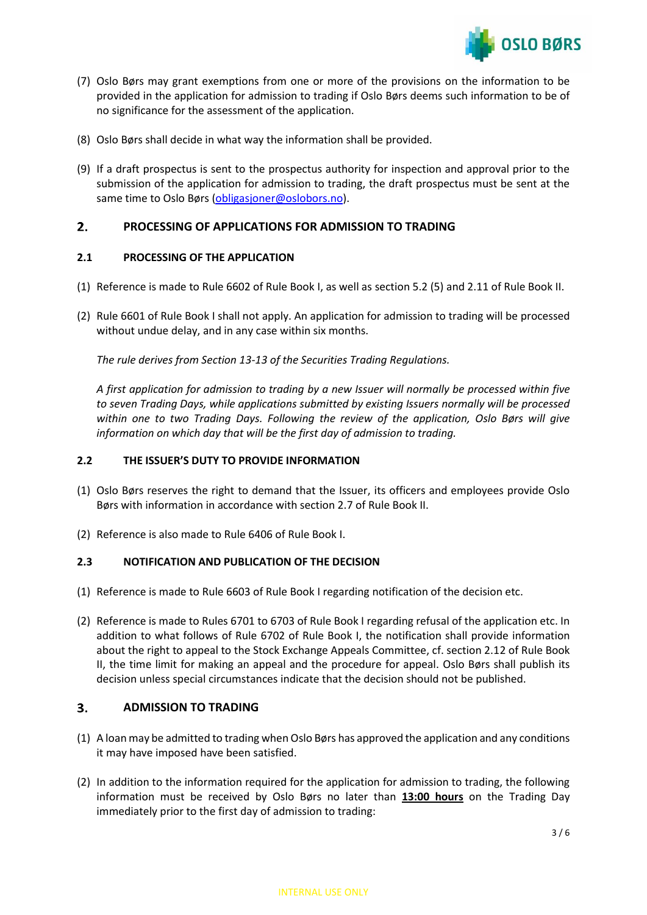(7) Oslo Børs may grant exemptions from one or more of the provisions on the information to be provided in the application for admission to trading if Oslo Børs deems such information to be of no significance for the assessment of the application.

(8) Oslo Børs shall decide in what way the information shall be provided.

(9) If a draft prospectus is sent to the prospectus authority for inspection and approval prior to the submission of the application for admission to trading, the draft prospectus must be sent at the same time to Oslo Børs ([obligasjoner@oslobors.no](mailto:obligasjoner@oslobors.no)).

## 2. PROCESSING OF APPLICATIONS FOR ADMISSION TO TRADING

### 2.1 PROCESSING OF THE APPLICATION

(1) Reference is made to Rule 6602 of Rule Book I, as well as section 5.2 (5) and 2.11 of Rule Book II.

(2) Rule 6601 of Rule Book I shall not apply. An application for admission to trading will be processed without undue delay, and in any case within six months.

*The rule derives from Section 13-13 of the Securities Trading Regulations.*

*A first application for admission to trading by a new Issuer will normally be processed within five to seven Trading Days, while applications submitted by existing Issuers normally will be processed within one to two Trading Days. Following the review of the application, Oslo Børs will give information on which day that will be the first day of admission to trading.*

### 2.2 THE ISSUER'S DUTY TO PROVIDE INFORMATION

(1) Oslo Børs reserves the right to demand that the Issuer, its officers and employees provide Oslo Børs with information in accordance with section 2.7 of Rule Book II.

(2) Reference is also made to Rule 6406 of Rule Book I.

### 2.3 NOTIFICATION AND PUBLICATION OF THE DECISION

(1) Reference is made to Rule 6603 of Rule Book I regarding notification of the decision etc.

(2) Reference is made to Rules 6701 to 6703 of Rule Book I regarding refusal of the application etc. In addition to what follows of Rule 6702 of Rule Book I, the notification shall provide information about the right to appeal to the Stock Exchange Appeals Committee, cf. section 2.12 of Rule Book II, the time limit for making an appeal and the procedure for appeal. Oslo Børs shall publish its decision unless special circumstances indicate that the decision should not be published.

## 3. ADMISSION TO TRADING

(1) A loan may be admitted to trading when Oslo Børs has approved the application and any conditions it may have imposed have been satisfied.

(2) In addition to the information required for the application for admission to trading, the following information must be received by Oslo Børs no later than **13:00 hours** on the Trading Day immediately prior to the first day of admission to trading: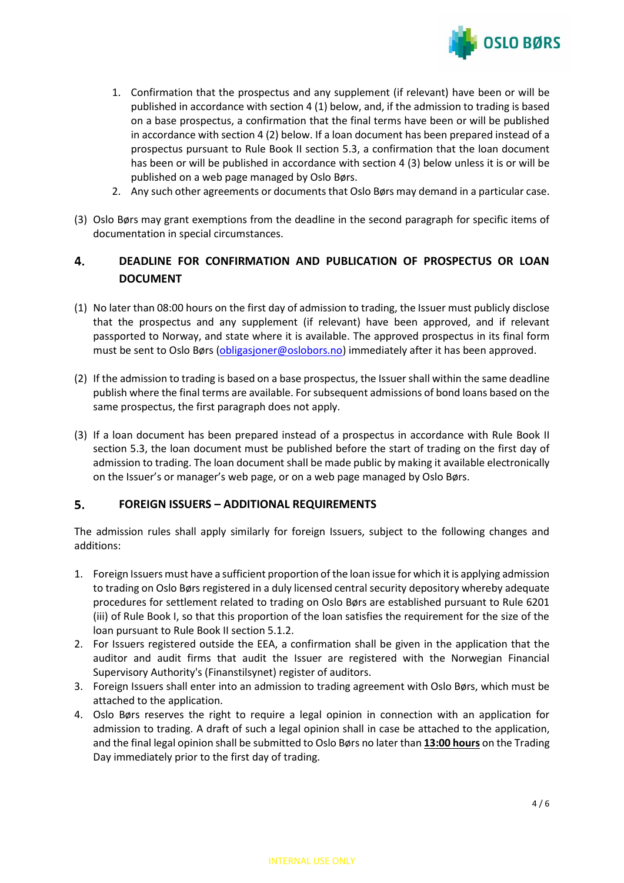1. Confirmation that the prospectus and any supplement (if relevant) have been or will be published in accordance with section 4 (1) below, and, if the admission to trading is based on a base prospectus, a confirmation that the final terms have been or will be published in accordance with section 4 (2) below. If a loan document has been prepared instead of a prospectus pursuant to Rule Book II section 5.3, a confirmation that the loan document has been or will be published in accordance with section 4 (3) below unless it is or will be published on a web page managed by Oslo Børs.
2. Any such other agreements or documents that Oslo Børs may demand in a particular case.

(3) Oslo Børs may grant exemptions from the deadline in the second paragraph for specific items of documentation in special circumstances.

## 4. DEADLINE FOR CONFIRMATION AND PUBLICATION OF PROSPECTUS OR LOAN DOCUMENT

(1) No later than 08:00 hours on the first day of admission to trading, the Issuer must publicly disclose that the prospectus and any supplement (if relevant) have been approved, and if relevant passported to Norway, and state where it is available. The approved prospectus in its final form must be sent to Oslo Børs (obligasjoner@oslobors.no) immediately after it has been approved.

(2) If the admission to trading is based on a base prospectus, the Issuer shall within the same deadline publish where the final terms are available. For subsequent admissions of bond loans based on the same prospectus, the first paragraph does not apply.

(3) If a loan document has been prepared instead of a prospectus in accordance with Rule Book II section 5.3, the loan document must be published before the start of trading on the first day of admission to trading. The loan document shall be made public by making it available electronically on the Issuer's or manager's web page, or on a web page managed by Oslo Børs.

## 5. FOREIGN ISSUERS – ADDITIONAL REQUIREMENTS

The admission rules shall apply similarly for foreign Issuers, subject to the following changes and additions:

1. Foreign Issuers must have a sufficient proportion of the loan issue for which it is applying admission to trading on Oslo Børs registered in a duly licensed central security depository whereby adequate procedures for settlement related to trading on Oslo Børs are established pursuant to Rule 6201 (iii) of Rule Book I, so that this proportion of the loan satisfies the requirement for the size of the loan pursuant to Rule Book II section 5.1.2.
2. For Issuers registered outside the EEA, a confirmation shall be given in the application that the auditor and audit firms that audit the Issuer are registered with the Norwegian Financial Supervisory Authority's (Finanstilsynet) register of auditors.
3. Foreign Issuers shall enter into an admission to trading agreement with Oslo Børs, which must be attached to the application.
4. Oslo Børs reserves the right to require a legal opinion in connection with an application for admission to trading. A draft of such a legal opinion shall in case be attached to the application, and the final legal opinion shall be submitted to Oslo Børs no later than **13:00 hours** on the Trading Day immediately prior to the first day of trading.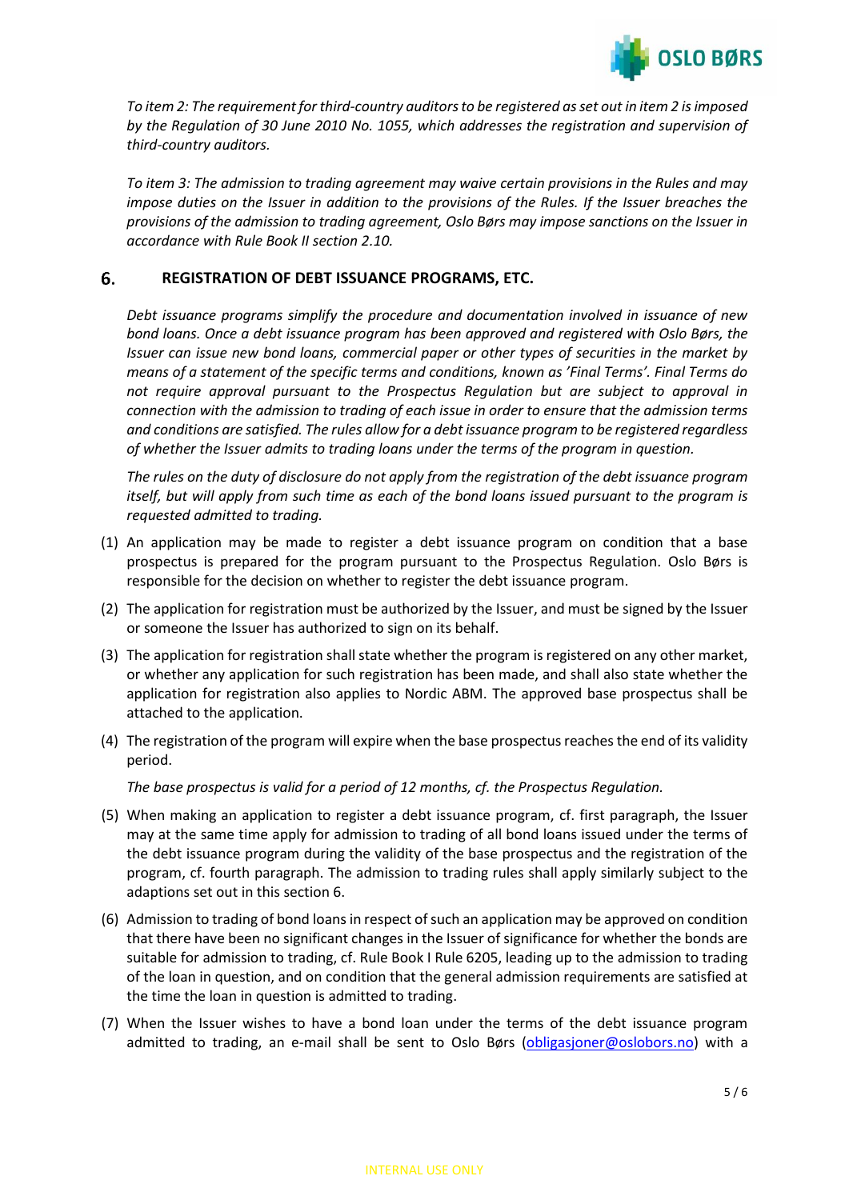*To item 2: The requirement for third-country auditors to be registered as set out in item 2 is imposed by the Regulation of 30 June 2010 No. 1055, which addresses the registration and supervision of third-country auditors.*

*To item 3: The admission to trading agreement may waive certain provisions in the Rules and may impose duties on the Issuer in addition to the provisions of the Rules. If the Issuer breaches the provisions of the admission to trading agreement, Oslo Børs may impose sanctions on the Issuer in accordance with Rule Book II section 2.10.*

## 6. REGISTRATION OF DEBT ISSUANCE PROGRAMS, ETC.

*Debt issuance programs simplify the procedure and documentation involved in issuance of new bond loans. Once a debt issuance program has been approved and registered with Oslo Børs, the Issuer can issue new bond loans, commercial paper or other types of securities in the market by means of a statement of the specific terms and conditions, known as 'Final Terms'. Final Terms do not require approval pursuant to the Prospectus Regulation but are subject to approval in connection with the admission to trading of each issue in order to ensure that the admission terms and conditions are satisfied. The rules allow for a debt issuance program to be registered regardless of whether the Issuer admits to trading loans under the terms of the program in question.*

*The rules on the duty of disclosure do not apply from the registration of the debt issuance program itself, but will apply from such time as each of the bond loans issued pursuant to the program is requested admitted to trading.*

(1) An application may be made to register a debt issuance program on condition that a base prospectus is prepared for the program pursuant to the Prospectus Regulation. Oslo Børs is responsible for the decision on whether to register the debt issuance program.

(2) The application for registration must be authorized by the Issuer, and must be signed by the Issuer or someone the Issuer has authorized to sign on its behalf.

(3) The application for registration shall state whether the program is registered on any other market, or whether any application for such registration has been made, and shall also state whether the application for registration also applies to Nordic ABM. The approved base prospectus shall be attached to the application.

(4) The registration of the program will expire when the base prospectus reaches the end of its validity period.

*The base prospectus is valid for a period of 12 months, cf. the Prospectus Regulation.*

(5) When making an application to register a debt issuance program, cf. first paragraph, the Issuer may at the same time apply for admission to trading of all bond loans issued under the terms of the debt issuance program during the validity of the base prospectus and the registration of the program, cf. fourth paragraph. The admission to trading rules shall apply similarly subject to the adaptions set out in this section 6.

(6) Admission to trading of bond loans in respect of such an application may be approved on condition that there have been no significant changes in the Issuer of significance for whether the bonds are suitable for admission to trading, cf. Rule Book I Rule 6205, leading up to the admission to trading of the loan in question, and on condition that the general admission requirements are satisfied at the time the loan in question is admitted to trading.

(7) When the Issuer wishes to have a bond loan under the terms of the debt issuance program admitted to trading, an e-mail shall be sent to Oslo Børs (obligasjoner@oslobors.no) with a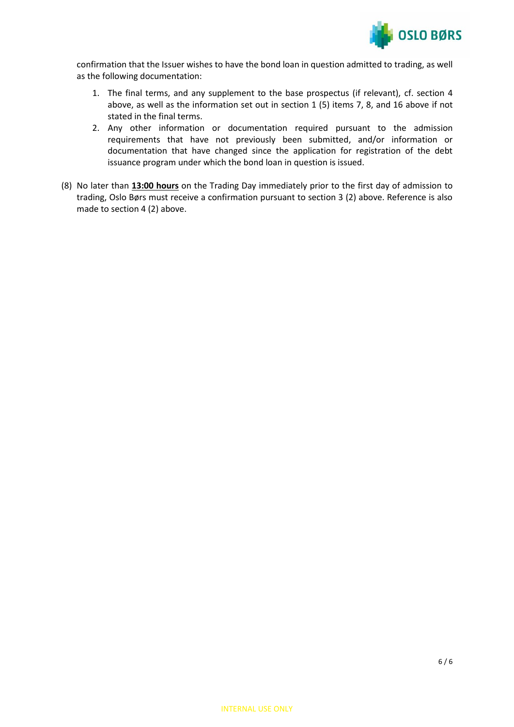confirmation that the Issuer wishes to have the bond loan in question admitted to trading, as well as the following documentation:

1. The final terms, and any supplement to the base prospectus (if relevant), cf. section 4 above, as well as the information set out in section 1 (5) items 7, 8, and 16 above if not stated in the final terms.
2. Any other information or documentation required pursuant to the admission requirements that have not previously been submitted, and/or information or documentation that have changed since the application for registration of the debt issuance program under which the bond loan in question is issued.

(8) No later than <u>**13:00 hours**</u> on the Trading Day immediately prior to the first day of admission to trading, Oslo Børs must receive a confirmation pursuant to section 3 (2) above. Reference is also made to section 4 (2) above.